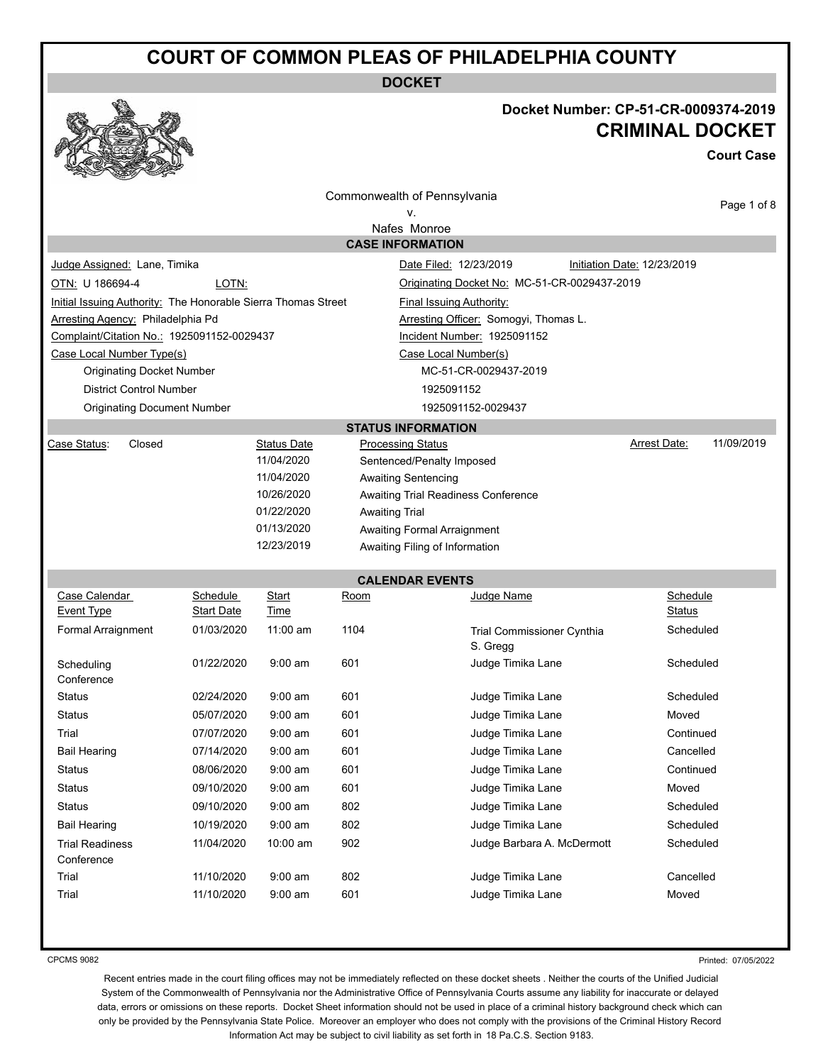# COURT OF COMMON PLEAS OF PHILADELPHIA COUNTY

**DOCKET**

**Docket Number: CP-51-CR-0009374-2019**

## CRIMINAL DOCKET

**Court Case**

Commonwealth of Pennsylvania
v.
Nafes Monroe

### CASE INFORMATION

| | |
|---|---|
| Judge Assigned: Lane, Timika | Date Filed: 12/23/2019 &nbsp;&nbsp; Initiation Date: 12/23/2019 |
| OTN: U 186694-4 &nbsp;&nbsp; LOTN: | Originating Docket No: MC-51-CR-0029437-2019 |
| Initial Issuing Authority: The Honorable Sierra Thomas Street | Final Issuing Authority: |
| Arresting Agency: Philadelphia Pd | Arresting Officer: Somogyi, Thomas L. |
| Complaint/Citation No.: 1925091152-0029437 | Incident Number: 1925091152 |

| Case Local Number Type(s) | Case Local Number(s) |
|---|---|
| Originating Docket Number | MC-51-CR-0029437-2019 |
| District Control Number | 1925091152 |
| Originating Document Number | 1925091152-0029437 |

### STATUS INFORMATION

Case Status: Closed &nbsp;&nbsp; Arrest Date: 11/09/2019

| Status Date | Processing Status |
|---|---|
| 11/04/2020 | Sentenced/Penalty Imposed |
| 11/04/2020 | Awaiting Sentencing |
| 10/26/2020 | Awaiting Trial Readiness Conference |
| 01/22/2020 | Awaiting Trial |
| 01/13/2020 | Awaiting Formal Arraignment |
| 12/23/2019 | Awaiting Filing of Information |

### CALENDAR EVENTS

| Case Calendar Event Type | Schedule Start Date | Start Time | Room | Judge Name | Schedule Status |
|---|---|---|---|---|---|
| Formal Arraignment | 01/03/2020 | 11:00 am | 1104 | Trial Commissioner Cynthia S. Gregg | Scheduled |
| Scheduling Conference | 01/22/2020 | 9:00 am | 601 | Judge Timika Lane | Scheduled |
| Status | 02/24/2020 | 9:00 am | 601 | Judge Timika Lane | Scheduled |
| Status | 05/07/2020 | 9:00 am | 601 | Judge Timika Lane | Moved |
| Trial | 07/07/2020 | 9:00 am | 601 | Judge Timika Lane | Continued |
| Bail Hearing | 07/14/2020 | 9:00 am | 601 | Judge Timika Lane | Cancelled |
| Status | 08/06/2020 | 9:00 am | 601 | Judge Timika Lane | Continued |
| Status | 09/10/2020 | 9:00 am | 601 | Judge Timika Lane | Moved |
| Status | 09/10/2020 | 9:00 am | 802 | Judge Timika Lane | Scheduled |
| Bail Hearing | 10/19/2020 | 9:00 am | 802 | Judge Timika Lane | Scheduled |
| Trial Readiness Conference | 11/04/2020 | 10:00 am | 902 | Judge Barbara A. McDermott | Scheduled |
| Trial | 11/10/2020 | 9:00 am | 802 | Judge Timika Lane | Cancelled |
| Trial | 11/10/2020 | 9:00 am | 601 | Judge Timika Lane | Moved |

CPCMS 9082 &nbsp;&nbsp; Printed: 07/05/2022

Recent entries made in the court filing offices may not be immediately reflected on these docket sheets . Neither the courts of the Unified Judicial System of the Commonwealth of Pennsylvania nor the Administrative Office of Pennsylvania Courts assume any liability for inaccurate or delayed data, errors or omissions on these reports. Docket Sheet information should not be used in place of a criminal history background check which can only be provided by the Pennsylvania State Police. Moreover an employer who does not comply with the provisions of the Criminal History Record Information Act may be subject to civil liability as set forth in 18 Pa.C.S. Section 9183.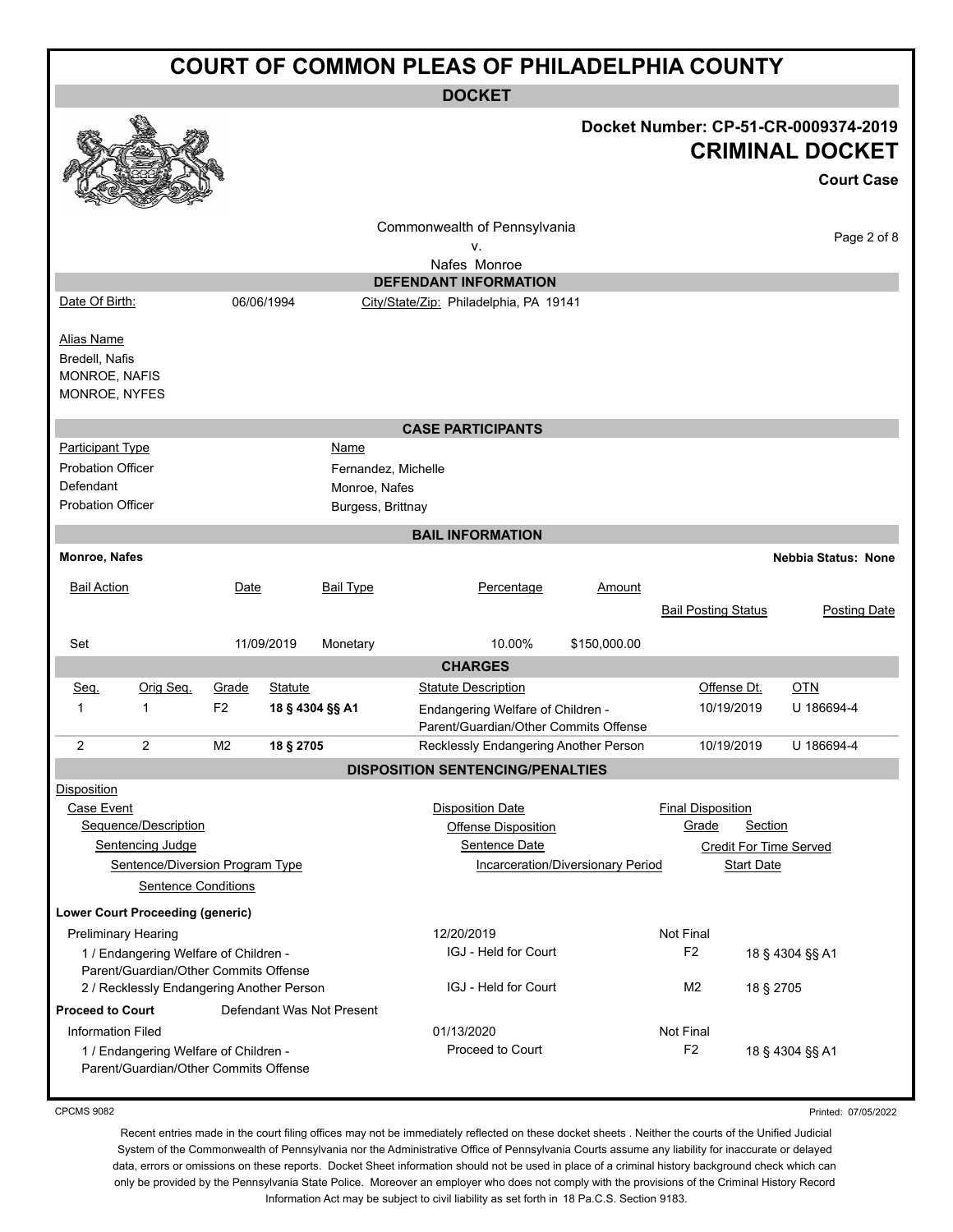# COURT OF COMMON PLEAS OF PHILADELPHIA COUNTY

## DOCKET

**Docket Number: CP-51-CR-0009374-2019**

**CRIMINAL DOCKET**

**Court Case**

Commonwealth of Pennsylvania
v.
Nafes Monroe

### DEFENDANT INFORMATION

Date Of Birth: 06/06/1994 City/State/Zip: Philadelphia, PA 19141

Alias Name
Bredell, Nafis
MONROE, NAFIS
MONROE, NYFES

### CASE PARTICIPANTS

| Participant Type | Name |
|---|---|
| Probation Officer | Fernandez, Michelle |
| Defendant | Monroe, Nafes |
| Probation Officer | Burgess, Brittnay |

### BAIL INFORMATION

**Monroe, Nafes** **Nebbia Status: None**

| Bail Action | Date | Bail Type | Percentage | Amount | Bail Posting Status | Posting Date |
|---|---|---|---|---|---|---|
| Set | 11/09/2019 | Monetary | 10.00% | $150,000.00 | | |

### CHARGES

| Seq. | Orig Seq. | Grade | Statute | Statute Description | Offense Dt. | OTN |
|---|---|---|---|---|---|---|
| 1 | 1 | F2 | **18 § 4304 §§ A1** | Endangering Welfare of Children - Parent/Guardian/Other Commits Offense | 10/19/2019 | U 186694-4 |
| 2 | 2 | M2 | **18 § 2705** | Recklessly Endangering Another Person | 10/19/2019 | U 186694-4 |

### DISPOSITION SENTENCING/PENALTIES

Disposition
Case Event — Disposition Date — Final Disposition
Sequence/Description — Offense Disposition — Grade — Section
Sentencing Judge — Sentence Date — Credit For Time Served
Sentence/Diversion Program Type — Incarceration/Diversionary Period — Start Date
Sentence Conditions

**Lower Court Proceeding (generic)**

| Case Event / Sequence/Description | Disposition Date / Offense Disposition | Final Disposition / Grade | Section |
|---|---|---|---|
| Preliminary Hearing | 12/20/2019 | Not Final | |
| 1 / Endangering Welfare of Children - Parent/Guardian/Other Commits Offense | IGJ - Held for Court | F2 | 18 § 4304 §§ A1 |
| 2 / Recklessly Endangering Another Person | IGJ - Held for Court | M2 | 18 § 2705 |

**Proceed to Court** Defendant Was Not Present

| Case Event / Sequence/Description | Disposition Date / Offense Disposition | Final Disposition / Grade | Section |
|---|---|---|---|
| Information Filed | 01/13/2020 | Not Final | |
| 1 / Endangering Welfare of Children - Parent/Guardian/Other Commits Offense | Proceed to Court | F2 | 18 § 4304 §§ A1 |

CPCMS 9082 Printed: 07/05/2022

Recent entries made in the court filing offices may not be immediately reflected on these docket sheets . Neither the courts of the Unified Judicial System of the Commonwealth of Pennsylvania nor the Administrative Office of Pennsylvania Courts assume any liability for inaccurate or delayed data, errors or omissions on these reports. Docket Sheet information should not be used in place of a criminal history background check which can only be provided by the Pennsylvania State Police. Moreover an employer who does not comply with the provisions of the Criminal History Record Information Act may be subject to civil liability as set forth in 18 Pa.C.S. Section 9183.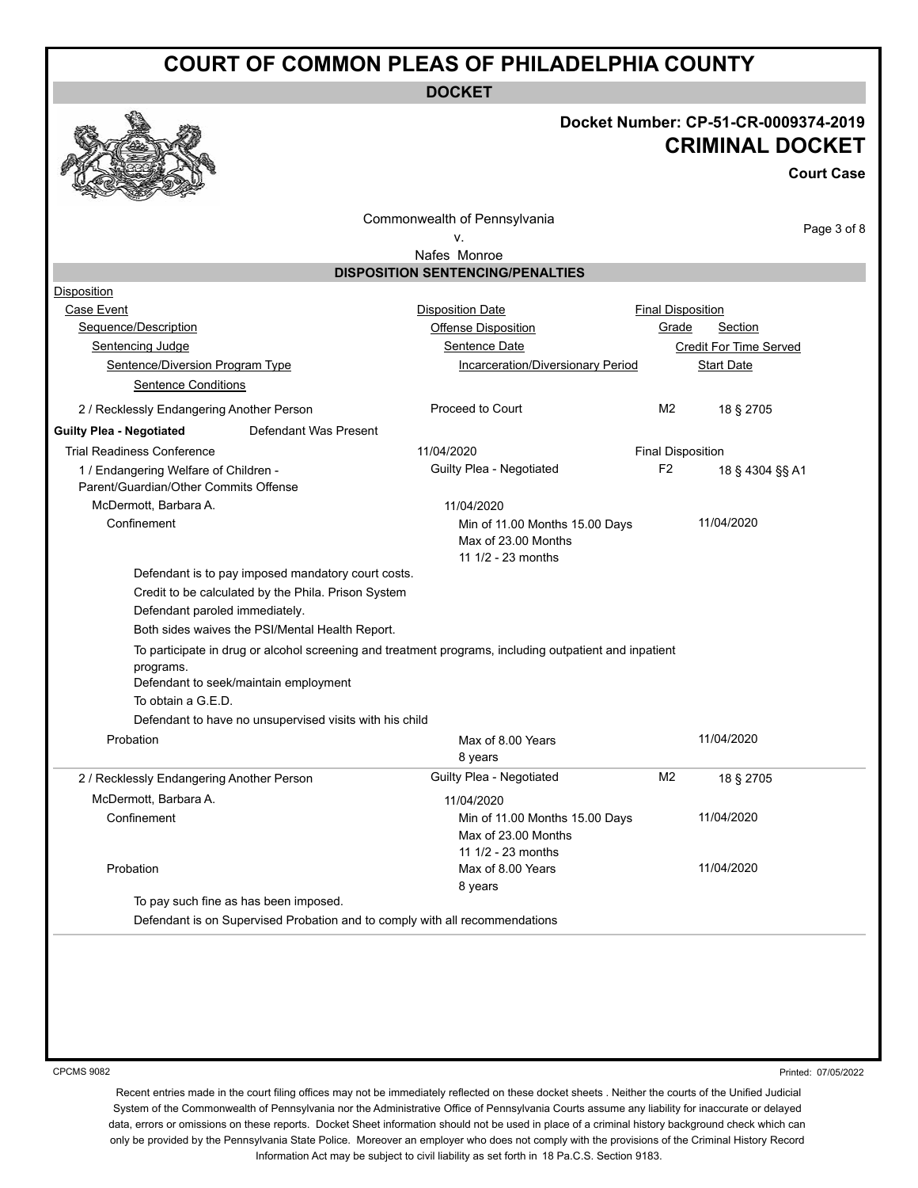# COURT OF COMMON PLEAS OF PHILADELPHIA COUNTY

**DOCKET**

**Docket Number: CP-51-CR-0009374-2019**

## CRIMINAL DOCKET

**Court Case**

Commonwealth of Pennsylvania
v.
Nafes Monroe

### DISPOSITION SENTENCING/PENALTIES

Disposition
Case Event | Disposition Date | Final Disposition
Sequence/Description | Offense Disposition | Grade | Section
Sentencing Judge | Sentence Date | Credit For Time Served
Sentence/Diversion Program Type | Incarceration/Diversionary Period | Start Date
Sentence Conditions

2 / Recklessly Endangering Another Person | Proceed to Court | M2 | 18 § 2705

**Guilty Plea - Negotiated** Defendant Was Present

Trial Readiness Conference | 11/04/2020 | Final Disposition

1 / Endangering Welfare of Children - Parent/Guardian/Other Commits Offense | Guilty Plea - Negotiated | F2 | 18 § 4304 §§ A1

McDermott, Barbara A. | 11/04/2020

Confinement | Min of 11.00 Months 15.00 Days, Max of 23.00 Months, 11 1/2 - 23 months | 11/04/2020

- Defendant is to pay imposed mandatory court costs.
- Credit to be calculated by the Phila. Prison System
- Defendant paroled immediately.
- Both sides waives the PSI/Mental Health Report.
- To participate in drug or alcohol screening and treatment programs, including outpatient and inpatient programs.
- Defendant to seek/maintain employment
- To obtain a G.E.D.
- Defendant to have no unsupervised visits with his child

Probation | Max of 8.00 Years, 8 years | 11/04/2020

2 / Recklessly Endangering Another Person | Guilty Plea - Negotiated | M2 | 18 § 2705

McDermott, Barbara A. | 11/04/2020

Confinement | Min of 11.00 Months 15.00 Days, Max of 23.00 Months, 11 1/2 - 23 months | 11/04/2020

Probation | Max of 8.00 Years, 8 years | 11/04/2020

- To pay such fine as has been imposed.
- Defendant is on Supervised Probation and to comply with all recommendations

CPCMS 9082

Printed: 07/05/2022

Recent entries made in the court filing offices may not be immediately reflected on these docket sheets . Neither the courts of the Unified Judicial System of the Commonwealth of Pennsylvania nor the Administrative Office of Pennsylvania Courts assume any liability for inaccurate or delayed data, errors or omissions on these reports. Docket Sheet information should not be used in place of a criminal history background check which can only be provided by the Pennsylvania State Police. Moreover an employer who does not comply with the provisions of the Criminal History Record Information Act may be subject to civil liability as set forth in 18 Pa.C.S. Section 9183.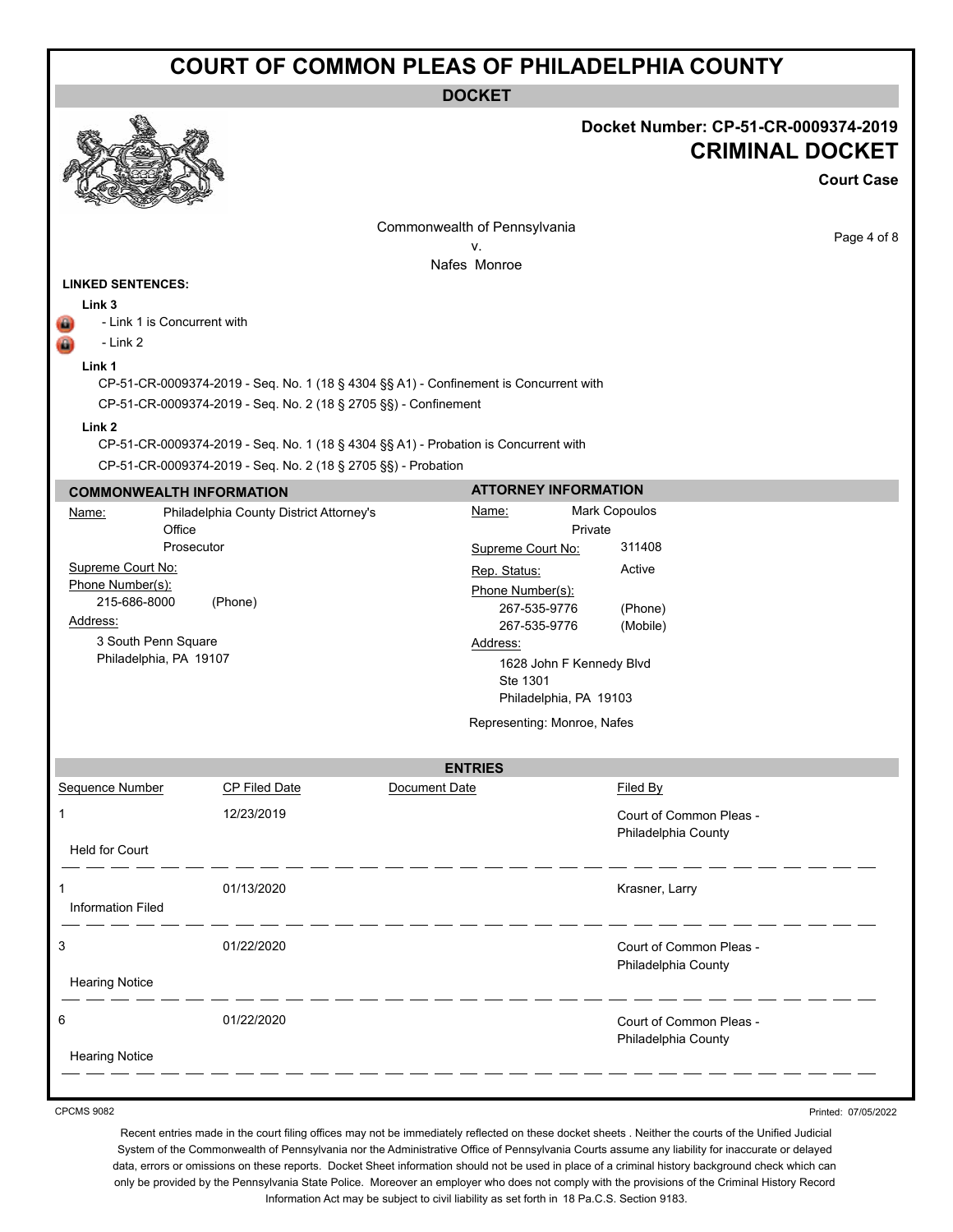# COURT OF COMMON PLEAS OF PHILADELPHIA COUNTY

**DOCKET**

**Docket Number: CP-51-CR-0009374-2019**

## CRIMINAL DOCKET

**Court Case**

Commonwealth of Pennsylvania
v.
Nafes Monroe

**LINKED SENTENCES:**

**Link 3**

- Link 1 is Concurrent with
- Link 2

**Link 1**

CP-51-CR-0009374-2019 - Seq. No. 1 (18 § 4304 §§ A1) - Confinement is Concurrent with
CP-51-CR-0009374-2019 - Seq. No. 2 (18 § 2705 §§) - Confinement

**Link 2**

CP-51-CR-0009374-2019 - Seq. No. 1 (18 § 4304 §§ A1) - Probation is Concurrent with
CP-51-CR-0009374-2019 - Seq. No. 2 (18 § 2705 §§) - Probation

### COMMONWEALTH INFORMATION

Name: Philadelphia County District Attorney's Office
Prosecutor

Supreme Court No:

Phone Number(s):
215-686-8000 (Phone)

Address:
3 South Penn Square
Philadelphia, PA 19107

### ATTORNEY INFORMATION

Name: Mark Copoulos
Private

Supreme Court No: 311408

Rep. Status: Active

Phone Number(s):
267-535-9776 (Phone)
267-535-9776 (Mobile)

Address:
1628 John F Kennedy Blvd
Ste 1301
Philadelphia, PA 19103

Representing: Monroe, Nafes

### ENTRIES

| Sequence Number | CP Filed Date | Document Date | Filed By |
|---|---|---|---|
| 1 | 12/23/2019 | | Court of Common Pleas - Philadelphia County |
| Held for Court | | | |
| 1 | 01/13/2020 | | Krasner, Larry |
| Information Filed | | | |
| 3 | 01/22/2020 | | Court of Common Pleas - Philadelphia County |
| Hearing Notice | | | |
| 6 | 01/22/2020 | | Court of Common Pleas - Philadelphia County |
| Hearing Notice | | | |

CPCMS 9082

Printed: 07/05/2022

Recent entries made in the court filing offices may not be immediately reflected on these docket sheets . Neither the courts of the Unified Judicial System of the Commonwealth of Pennsylvania nor the Administrative Office of Pennsylvania Courts assume any liability for inaccurate or delayed data, errors or omissions on these reports. Docket Sheet information should not be used in place of a criminal history background check which can only be provided by the Pennsylvania State Police. Moreover an employer who does not comply with the provisions of the Criminal History Record Information Act may be subject to civil liability as set forth in 18 Pa.C.S. Section 9183.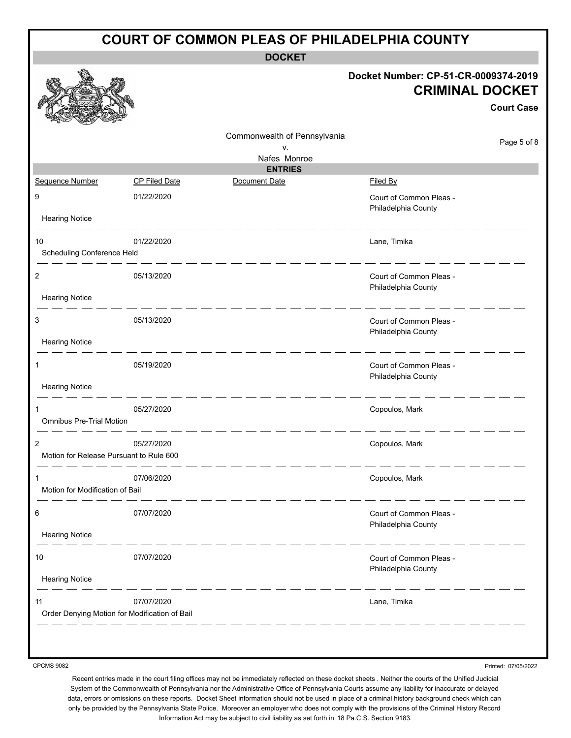# COURT OF COMMON PLEAS OF PHILADELPHIA COUNTY

**DOCKET**

**Docket Number: CP-51-CR-0009374-2019**

**CRIMINAL DOCKET**

**Court Case**

Commonwealth of Pennsylvania
v.
Nafes Monroe

## ENTRIES

| Sequence Number | CP Filed Date | Document Date | Filed By |
|---|---|---|---|
| 9 | 01/22/2020 | | Court of Common Pleas - Philadelphia County |
| Hearing Notice | | | |
| 10 | 01/22/2020 | | Lane, Timika |
| Scheduling Conference Held | | | |
| 2 | 05/13/2020 | | Court of Common Pleas - Philadelphia County |
| Hearing Notice | | | |
| 3 | 05/13/2020 | | Court of Common Pleas - Philadelphia County |
| Hearing Notice | | | |
| 1 | 05/19/2020 | | Court of Common Pleas - Philadelphia County |
| Hearing Notice | | | |
| 1 | 05/27/2020 | | Copoulos, Mark |
| Omnibus Pre-Trial Motion | | | |
| 2 | 05/27/2020 | | Copoulos, Mark |
| Motion for Release Pursuant to Rule 600 | | | |
| 1 | 07/06/2020 | | Copoulos, Mark |
| Motion for Modification of Bail | | | |
| 6 | 07/07/2020 | | Court of Common Pleas - Philadelphia County |
| Hearing Notice | | | |
| 10 | 07/07/2020 | | Court of Common Pleas - Philadelphia County |
| Hearing Notice | | | |
| 11 | 07/07/2020 | | Lane, Timika |
| Order Denying Motion for Modification of Bail | | | |

CPCMS 9082

Printed: 07/05/2022

Recent entries made in the court filing offices may not be immediately reflected on these docket sheets . Neither the courts of the Unified Judicial System of the Commonwealth of Pennsylvania nor the Administrative Office of Pennsylvania Courts assume any liability for inaccurate or delayed data, errors or omissions on these reports. Docket Sheet information should not be used in place of a criminal history background check which can only be provided by the Pennsylvania State Police. Moreover an employer who does not comply with the provisions of the Criminal History Record Information Act may be subject to civil liability as set forth in 18 Pa.C.S. Section 9183.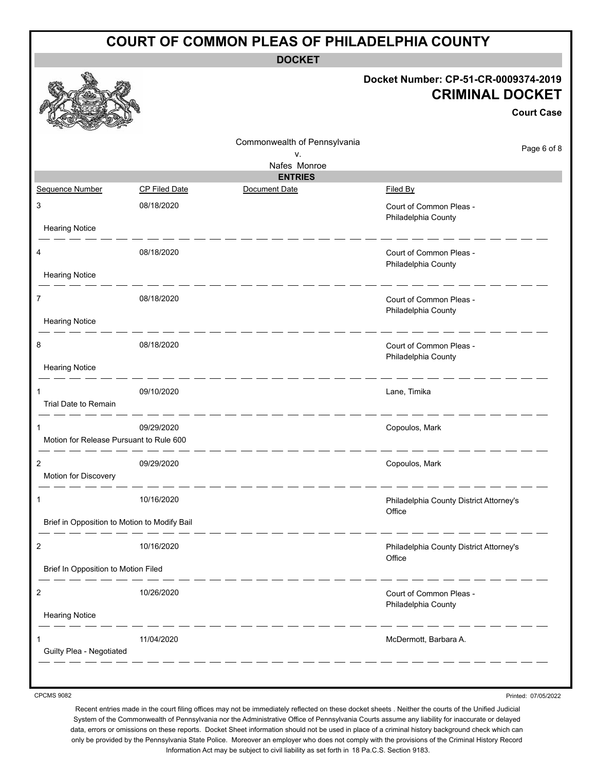# COURT OF COMMON PLEAS OF PHILADELPHIA COUNTY

**DOCKET**

**Docket Number: CP-51-CR-0009374-2019**

**CRIMINAL DOCKET**

**Court Case**

Commonwealth of Pennsylvania
v.
Nafes Monroe

**ENTRIES**

| Sequence Number | CP Filed Date | Document Date | Filed By |
|---|---|---|---|
| 3 | 08/18/2020 | | Court of Common Pleas - Philadelphia County |
| Hearing Notice | | | |
| 4 | 08/18/2020 | | Court of Common Pleas - Philadelphia County |
| Hearing Notice | | | |
| 7 | 08/18/2020 | | Court of Common Pleas - Philadelphia County |
| Hearing Notice | | | |
| 8 | 08/18/2020 | | Court of Common Pleas - Philadelphia County |
| Hearing Notice | | | |
| 1 | 09/10/2020 | | Lane, Timika |
| Trial Date to Remain | | | |
| 1 | 09/29/2020 | | Copoulos, Mark |
| Motion for Release Pursuant to Rule 600 | | | |
| 2 | 09/29/2020 | | Copoulos, Mark |
| Motion for Discovery | | | |
| 1 | 10/16/2020 | | Philadelphia County District Attorney's Office |
| Brief in Opposition to Motion to Modify Bail | | | |
| 2 | 10/16/2020 | | Philadelphia County District Attorney's Office |
| Brief In Opposition to Motion Filed | | | |
| 2 | 10/26/2020 | | Court of Common Pleas - Philadelphia County |
| Hearing Notice | | | |
| 1 | 11/04/2020 | | McDermott, Barbara A. |
| Guilty Plea - Negotiated | | | |

CPCMS 9082

Printed: 07/05/2022

Recent entries made in the court filing offices may not be immediately reflected on these docket sheets . Neither the courts of the Unified Judicial System of the Commonwealth of Pennsylvania nor the Administrative Office of Pennsylvania Courts assume any liability for inaccurate or delayed data, errors or omissions on these reports. Docket Sheet information should not be used in place of a criminal history background check which can only be provided by the Pennsylvania State Police. Moreover an employer who does not comply with the provisions of the Criminal History Record Information Act may be subject to civil liability as set forth in 18 Pa.C.S. Section 9183.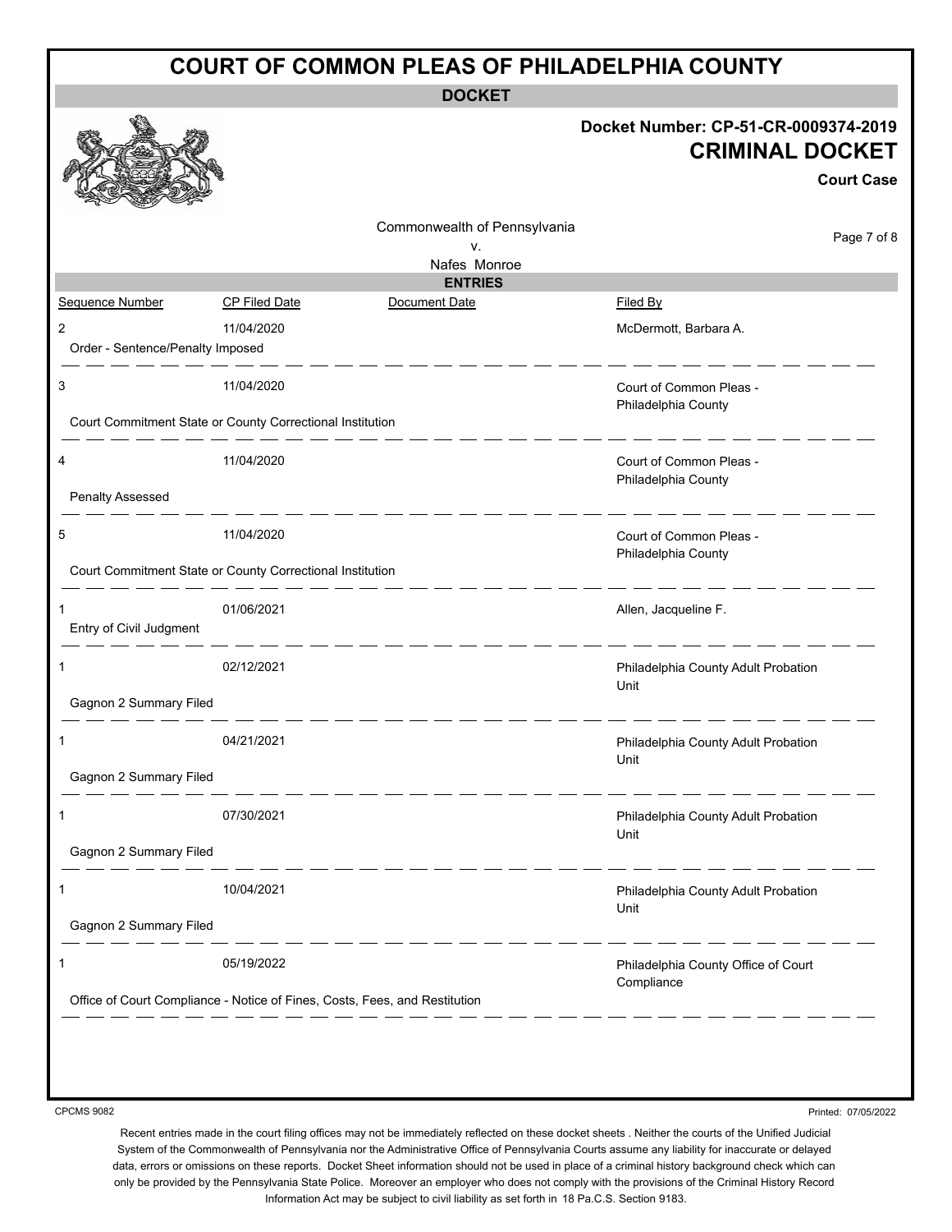# COURT OF COMMON PLEAS OF PHILADELPHIA COUNTY

**DOCKET**

**Docket Number: CP-51-CR-0009374-2019**

**CRIMINAL DOCKET**

**Court Case**

Commonwealth of Pennsylvania
v.
Nafes Monroe

**ENTRIES**

| Sequence Number | CP Filed Date | Document Date | Filed By |
|---|---|---|---|
| 2 | 11/04/2020 | | McDermott, Barbara A. |
| Order - Sentence/Penalty Imposed | | | |
| 3 | 11/04/2020 | | Court of Common Pleas - Philadelphia County |
| Court Commitment State or County Correctional Institution | | | |
| 4 | 11/04/2020 | | Court of Common Pleas - Philadelphia County |
| Penalty Assessed | | | |
| 5 | 11/04/2020 | | Court of Common Pleas - Philadelphia County |
| Court Commitment State or County Correctional Institution | | | |
| 1 | 01/06/2021 | | Allen, Jacqueline F. |
| Entry of Civil Judgment | | | |
| 1 | 02/12/2021 | | Philadelphia County Adult Probation Unit |
| Gagnon 2 Summary Filed | | | |
| 1 | 04/21/2021 | | Philadelphia County Adult Probation Unit |
| Gagnon 2 Summary Filed | | | |
| 1 | 07/30/2021 | | Philadelphia County Adult Probation Unit |
| Gagnon 2 Summary Filed | | | |
| 1 | 10/04/2021 | | Philadelphia County Adult Probation Unit |
| Gagnon 2 Summary Filed | | | |
| 1 | 05/19/2022 | | Philadelphia County Office of Court Compliance |
| Office of Court Compliance - Notice of Fines, Costs, Fees, and Restitution | | | |

CPCMS 9082

Printed: 07/05/2022

Recent entries made in the court filing offices may not be immediately reflected on these docket sheets . Neither the courts of the Unified Judicial System of the Commonwealth of Pennsylvania nor the Administrative Office of Pennsylvania Courts assume any liability for inaccurate or delayed data, errors or omissions on these reports. Docket Sheet information should not be used in place of a criminal history background check which can only be provided by the Pennsylvania State Police. Moreover an employer who does not comply with the provisions of the Criminal History Record Information Act may be subject to civil liability as set forth in 18 Pa.C.S. Section 9183.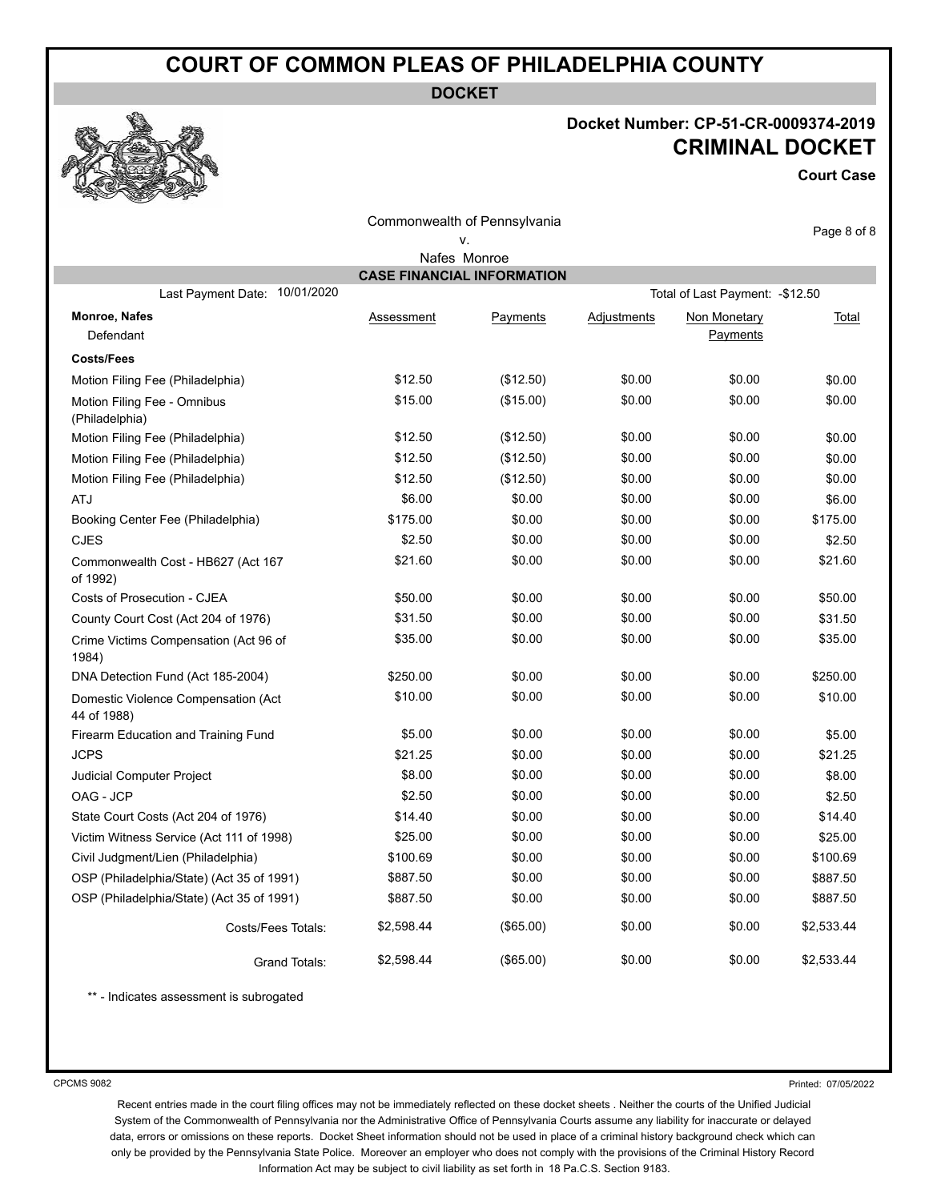# COURT OF COMMON PLEAS OF PHILADELPHIA COUNTY

**DOCKET**

**Docket Number: CP-51-CR-0009374-2019**

**CRIMINAL DOCKET**

**Court Case**

Commonwealth of Pennsylvania
v.
Nafes Monroe

## CASE FINANCIAL INFORMATION

Last Payment Date: 10/01/2020 | Total of Last Payment: -$12.50

| **Monroe, Nafes** Defendant | Assessment | Payments | Adjustments | Non Monetary Payments | Total |
|---|---|---|---|---|---|
| **Costs/Fees** | | | | | |
| Motion Filing Fee (Philadelphia) | $12.50 | ($12.50) | $0.00 | $0.00 | $0.00 |
| Motion Filing Fee - Omnibus (Philadelphia) | $15.00 | ($15.00) | $0.00 | $0.00 | $0.00 |
| Motion Filing Fee (Philadelphia) | $12.50 | ($12.50) | $0.00 | $0.00 | $0.00 |
| Motion Filing Fee (Philadelphia) | $12.50 | ($12.50) | $0.00 | $0.00 | $0.00 |
| Motion Filing Fee (Philadelphia) | $12.50 | ($12.50) | $0.00 | $0.00 | $0.00 |
| ATJ | $6.00 | $0.00 | $0.00 | $0.00 | $6.00 |
| Booking Center Fee (Philadelphia) | $175.00 | $0.00 | $0.00 | $0.00 | $175.00 |
| CJES | $2.50 | $0.00 | $0.00 | $0.00 | $2.50 |
| Commonwealth Cost - HB627 (Act 167 of 1992) | $21.60 | $0.00 | $0.00 | $0.00 | $21.60 |
| Costs of Prosecution - CJEA | $50.00 | $0.00 | $0.00 | $0.00 | $50.00 |
| County Court Cost (Act 204 of 1976) | $31.50 | $0.00 | $0.00 | $0.00 | $31.50 |
| Crime Victims Compensation (Act 96 of 1984) | $35.00 | $0.00 | $0.00 | $0.00 | $35.00 |
| DNA Detection Fund (Act 185-2004) | $250.00 | $0.00 | $0.00 | $0.00 | $250.00 |
| Domestic Violence Compensation (Act 44 of 1988) | $10.00 | $0.00 | $0.00 | $0.00 | $10.00 |
| Firearm Education and Training Fund | $5.00 | $0.00 | $0.00 | $0.00 | $5.00 |
| JCPS | $21.25 | $0.00 | $0.00 | $0.00 | $21.25 |
| Judicial Computer Project | $8.00 | $0.00 | $0.00 | $0.00 | $8.00 |
| OAG - JCP | $2.50 | $0.00 | $0.00 | $0.00 | $2.50 |
| State Court Costs (Act 204 of 1976) | $14.40 | $0.00 | $0.00 | $0.00 | $14.40 |
| Victim Witness Service (Act 111 of 1998) | $25.00 | $0.00 | $0.00 | $0.00 | $25.00 |
| Civil Judgment/Lien (Philadelphia) | $100.69 | $0.00 | $0.00 | $0.00 | $100.69 |
| OSP (Philadelphia/State) (Act 35 of 1991) | $887.50 | $0.00 | $0.00 | $0.00 | $887.50 |
| OSP (Philadelphia/State) (Act 35 of 1991) | $887.50 | $0.00 | $0.00 | $0.00 | $887.50 |
| Costs/Fees Totals: | $2,598.44 | ($65.00) | $0.00 | $0.00 | $2,533.44 |
| Grand Totals: | $2,598.44 | ($65.00) | $0.00 | $0.00 | $2,533.44 |

** - Indicates assessment is subrogated

CPCMS 9082

Printed: 07/05/2022

Recent entries made in the court filing offices may not be immediately reflected on these docket sheets . Neither the courts of the Unified Judicial System of the Commonwealth of Pennsylvania nor the Administrative Office of Pennsylvania Courts assume any liability for inaccurate or delayed data, errors or omissions on these reports. Docket Sheet information should not be used in place of a criminal history background check which can only be provided by the Pennsylvania State Police. Moreover an employer who does not comply with the provisions of the Criminal History Record Information Act may be subject to civil liability as set forth in 18 Pa.C.S. Section 9183.